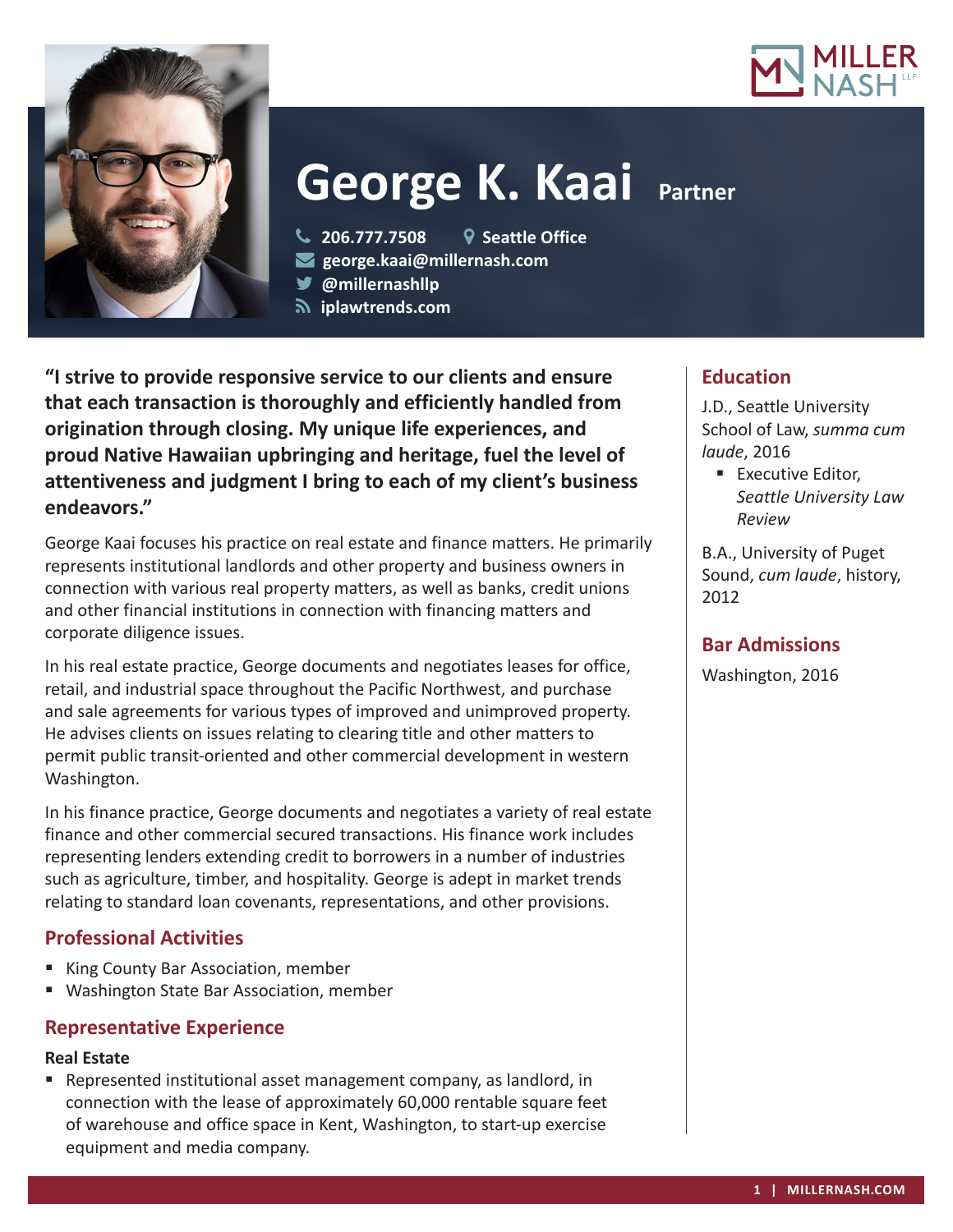# George K. Kaai Partner

206.777.7508 | Seattle Office
george.kaai@millernash.com
@millernashllp
iplawtrends.com

**"I strive to provide responsive service to our clients and ensure that each transaction is thoroughly and efficiently handled from origination through closing. My unique life experiences, and proud Native Hawaiian upbringing and heritage, fuel the level of attentiveness and judgment I bring to each of my client's business endeavors."**

George Kaai focuses his practice on real estate and finance matters. He primarily represents institutional landlords and other property and business owners in connection with various real property matters, as well as banks, credit unions and other financial institutions in connection with financing matters and corporate diligence issues.

In his real estate practice, George documents and negotiates leases for office, retail, and industrial space throughout the Pacific Northwest, and purchase and sale agreements for various types of improved and unimproved property. He advises clients on issues relating to clearing title and other matters to permit public transit-oriented and other commercial development in western Washington.

In his finance practice, George documents and negotiates a variety of real estate finance and other commercial secured transactions. His finance work includes representing lenders extending credit to borrowers in a number of industries such as agriculture, timber, and hospitality. George is adept in market trends relating to standard loan covenants, representations, and other provisions.

## Professional Activities

- King County Bar Association, member
- Washington State Bar Association, member

## Representative Experience

**Real Estate**

- Represented institutional asset management company, as landlord, in connection with the lease of approximately 60,000 rentable square feet of warehouse and office space in Kent, Washington, to start-up exercise equipment and media company.

## Education

J.D., Seattle University School of Law, *summa cum laude*, 2016

- Executive Editor, *Seattle University Law Review*

B.A., University of Puget Sound, *cum laude*, history, 2012

## Bar Admissions

Washington, 2016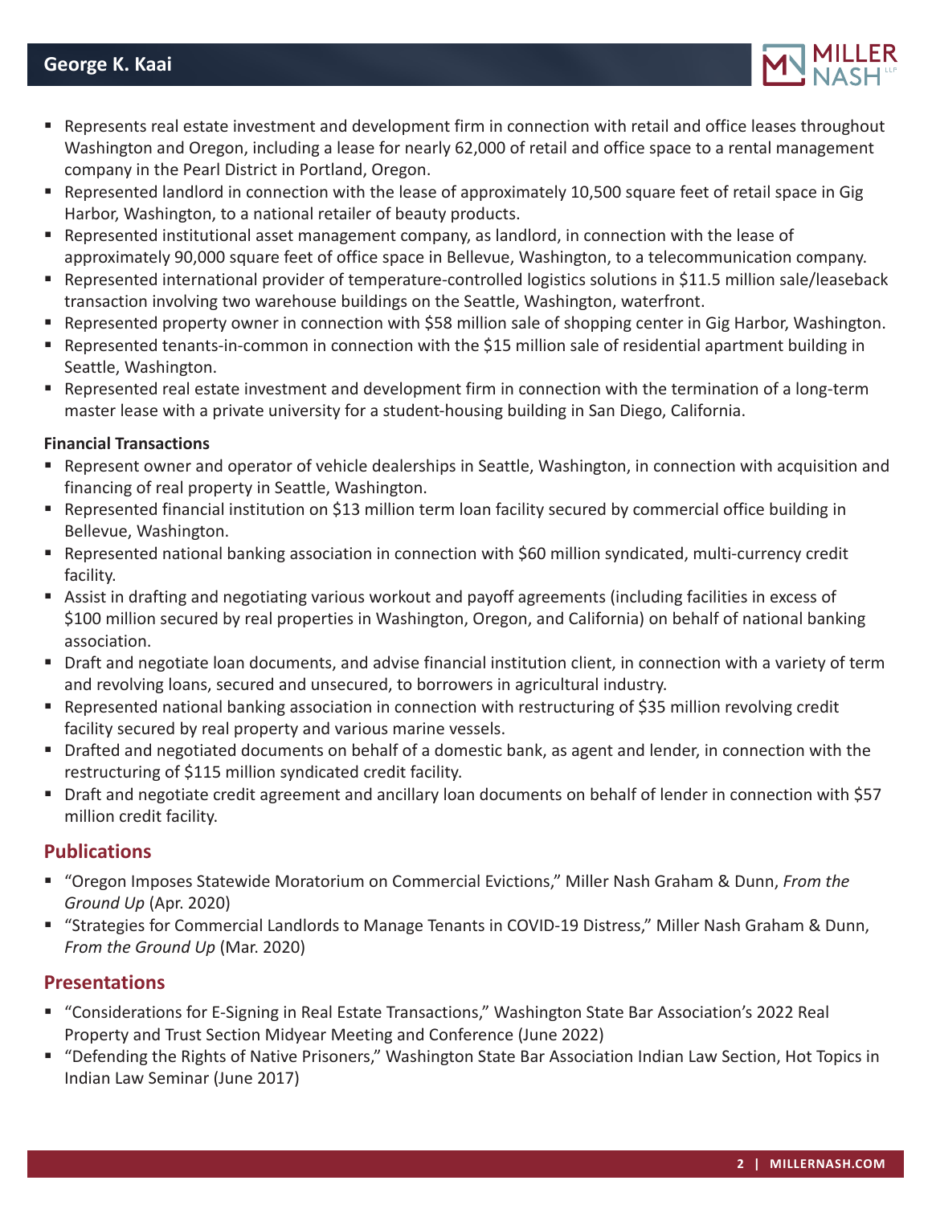- Represents real estate investment and development firm in connection with retail and office leases throughout Washington and Oregon, including a lease for nearly 62,000 of retail and office space to a rental management company in the Pearl District in Portland, Oregon.
- Represented landlord in connection with the lease of approximately 10,500 square feet of retail space in Gig Harbor, Washington, to a national retailer of beauty products.
- Represented institutional asset management company, as landlord, in connection with the lease of approximately 90,000 square feet of office space in Bellevue, Washington, to a telecommunication company.
- Represented international provider of temperature-controlled logistics solutions in $11.5 million sale/leaseback transaction involving two warehouse buildings on the Seattle, Washington, waterfront.
- Represented property owner in connection with $58 million sale of shopping center in Gig Harbor, Washington.
- Represented tenants-in-common in connection with the $15 million sale of residential apartment building in Seattle, Washington.
- Represented real estate investment and development firm in connection with the termination of a long-term master lease with a private university for a student-housing building in San Diego, California.

**Financial Transactions**

- Represent owner and operator of vehicle dealerships in Seattle, Washington, in connection with acquisition and financing of real property in Seattle, Washington.
- Represented financial institution on $13 million term loan facility secured by commercial office building in Bellevue, Washington.
- Represented national banking association in connection with $60 million syndicated, multi-currency credit facility.
- Assist in drafting and negotiating various workout and payoff agreements (including facilities in excess of $100 million secured by real properties in Washington, Oregon, and California) on behalf of national banking association.
- Draft and negotiate loan documents, and advise financial institution client, in connection with a variety of term and revolving loans, secured and unsecured, to borrowers in agricultural industry.
- Represented national banking association in connection with restructuring of $35 million revolving credit facility secured by real property and various marine vessels.
- Drafted and negotiated documents on behalf of a domestic bank, as agent and lender, in connection with the restructuring of $115 million syndicated credit facility.
- Draft and negotiate credit agreement and ancillary loan documents on behalf of lender in connection with $57 million credit facility.

## Publications

- "Oregon Imposes Statewide Moratorium on Commercial Evictions," Miller Nash Graham & Dunn, *From the Ground Up* (Apr. 2020)
- "Strategies for Commercial Landlords to Manage Tenants in COVID-19 Distress," Miller Nash Graham & Dunn, *From the Ground Up* (Mar. 2020)

## Presentations

- "Considerations for E-Signing in Real Estate Transactions," Washington State Bar Association's 2022 Real Property and Trust Section Midyear Meeting and Conference (June 2022)
- "Defending the Rights of Native Prisoners," Washington State Bar Association Indian Law Section, Hot Topics in Indian Law Seminar (June 2017)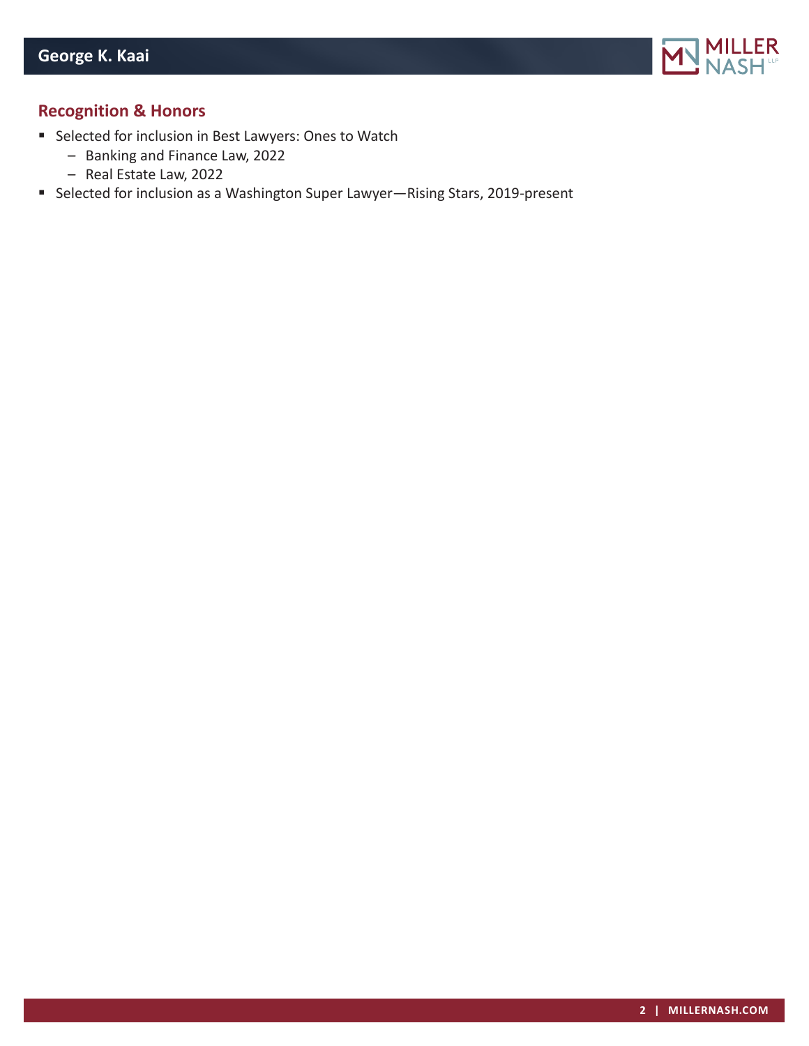## Recognition & Honors

- Selected for inclusion in Best Lawyers: Ones to Watch
  - Banking and Finance Law, 2022
  - Real Estate Law, 2022
- Selected for inclusion as a Washington Super Lawyer—Rising Stars, 2019-present